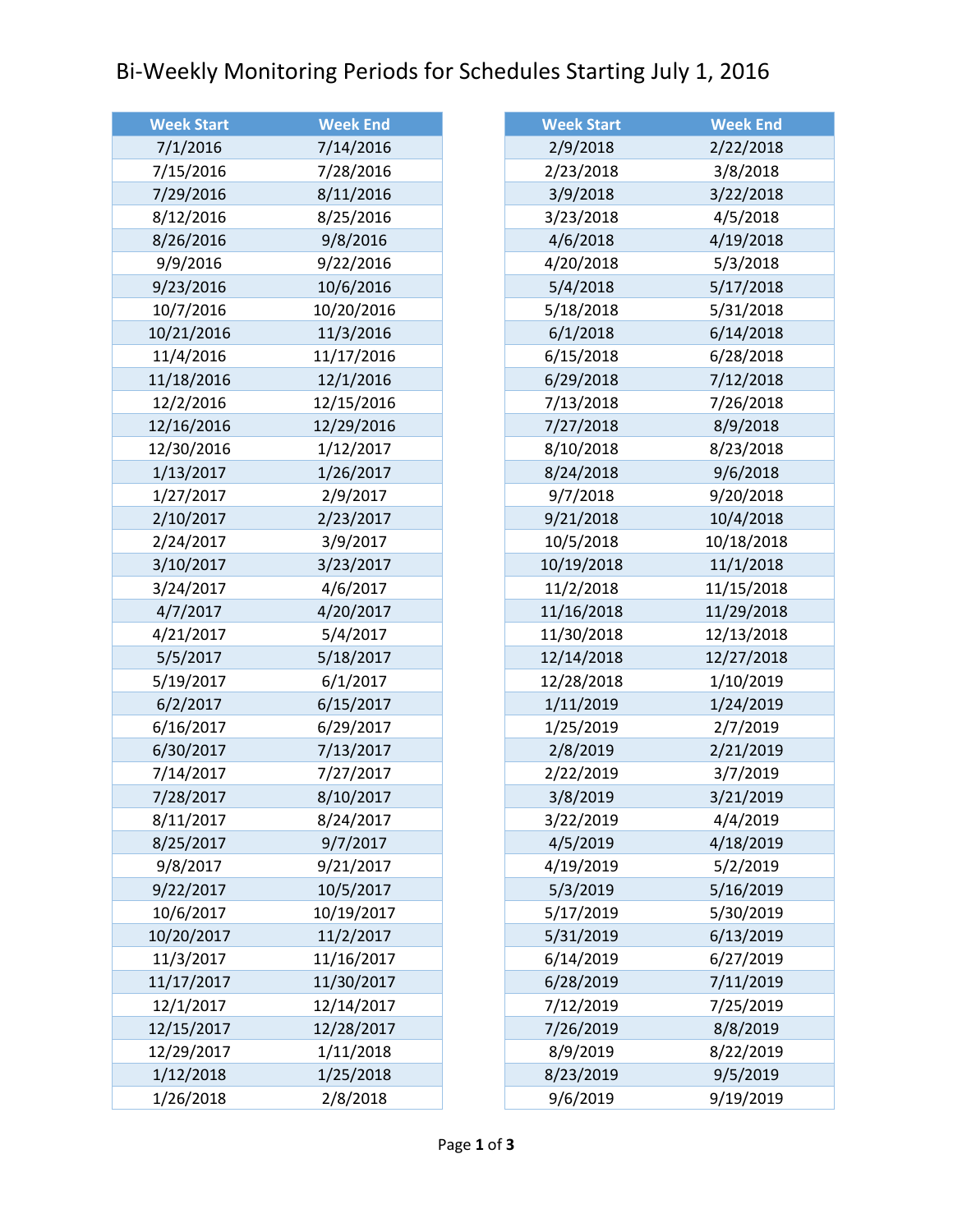# Bi-Weekly Monitoring Periods for Schedules Starting July 1, 2016

| Week Start | Week End |
|---|---|
| 7/1/2016 | 7/14/2016 |
| 7/15/2016 | 7/28/2016 |
| 7/29/2016 | 8/11/2016 |
| 8/12/2016 | 8/25/2016 |
| 8/26/2016 | 9/8/2016 |
| 9/9/2016 | 9/22/2016 |
| 9/23/2016 | 10/6/2016 |
| 10/7/2016 | 10/20/2016 |
| 10/21/2016 | 11/3/2016 |
| 11/4/2016 | 11/17/2016 |
| 11/18/2016 | 12/1/2016 |
| 12/2/2016 | 12/15/2016 |
| 12/16/2016 | 12/29/2016 |
| 12/30/2016 | 1/12/2017 |
| 1/13/2017 | 1/26/2017 |
| 1/27/2017 | 2/9/2017 |
| 2/10/2017 | 2/23/2017 |
| 2/24/2017 | 3/9/2017 |
| 3/10/2017 | 3/23/2017 |
| 3/24/2017 | 4/6/2017 |
| 4/7/2017 | 4/20/2017 |
| 4/21/2017 | 5/4/2017 |
| 5/5/2017 | 5/18/2017 |
| 5/19/2017 | 6/1/2017 |
| 6/2/2017 | 6/15/2017 |
| 6/16/2017 | 6/29/2017 |
| 6/30/2017 | 7/13/2017 |
| 7/14/2017 | 7/27/2017 |
| 7/28/2017 | 8/10/2017 |
| 8/11/2017 | 8/24/2017 |
| 8/25/2017 | 9/7/2017 |
| 9/8/2017 | 9/21/2017 |
| 9/22/2017 | 10/5/2017 |
| 10/6/2017 | 10/19/2017 |
| 10/20/2017 | 11/2/2017 |
| 11/3/2017 | 11/16/2017 |
| 11/17/2017 | 11/30/2017 |
| 12/1/2017 | 12/14/2017 |
| 12/15/2017 | 12/28/2017 |
| 12/29/2017 | 1/11/2018 |
| 1/12/2018 | 1/25/2018 |
| 1/26/2018 | 2/8/2018 |
| 2/9/2018 | 2/22/2018 |
| 2/23/2018 | 3/8/2018 |
| 3/9/2018 | 3/22/2018 |
| 3/23/2018 | 4/5/2018 |
| 4/6/2018 | 4/19/2018 |
| 4/20/2018 | 5/3/2018 |
| 5/4/2018 | 5/17/2018 |
| 5/18/2018 | 5/31/2018 |
| 6/1/2018 | 6/14/2018 |
| 6/15/2018 | 6/28/2018 |
| 6/29/2018 | 7/12/2018 |
| 7/13/2018 | 7/26/2018 |
| 7/27/2018 | 8/9/2018 |
| 8/10/2018 | 8/23/2018 |
| 8/24/2018 | 9/6/2018 |
| 9/7/2018 | 9/20/2018 |
| 9/21/2018 | 10/4/2018 |
| 10/5/2018 | 10/18/2018 |
| 10/19/2018 | 11/1/2018 |
| 11/2/2018 | 11/15/2018 |
| 11/16/2018 | 11/29/2018 |
| 11/30/2018 | 12/13/2018 |
| 12/14/2018 | 12/27/2018 |
| 12/28/2018 | 1/10/2019 |
| 1/11/2019 | 1/24/2019 |
| 1/25/2019 | 2/7/2019 |
| 2/8/2019 | 2/21/2019 |
| 2/22/2019 | 3/7/2019 |
| 3/8/2019 | 3/21/2019 |
| 3/22/2019 | 4/4/2019 |
| 4/5/2019 | 4/18/2019 |
| 4/19/2019 | 5/2/2019 |
| 5/3/2019 | 5/16/2019 |
| 5/17/2019 | 5/30/2019 |
| 5/31/2019 | 6/13/2019 |
| 6/14/2019 | 6/27/2019 |
| 6/28/2019 | 7/11/2019 |
| 7/12/2019 | 7/25/2019 |
| 7/26/2019 | 8/8/2019 |
| 8/9/2019 | 8/22/2019 |
| 8/23/2019 | 9/5/2019 |
| 9/6/2019 | 9/19/2019 |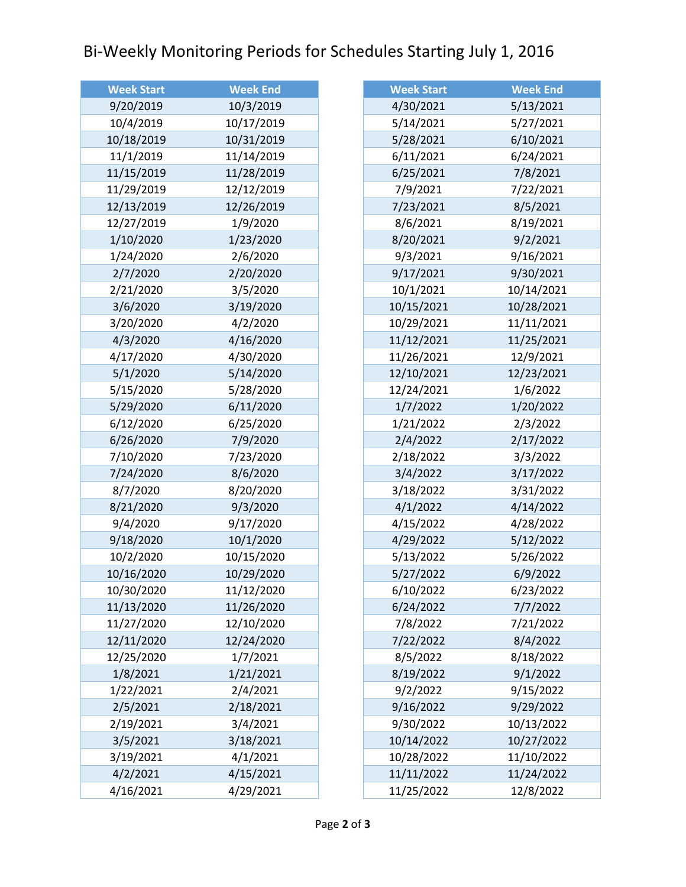# Bi-Weekly Monitoring Periods for Schedules Starting July 1, 2016

| Week Start | Week End |
|---|---|
| 9/20/2019 | 10/3/2019 |
| 10/4/2019 | 10/17/2019 |
| 10/18/2019 | 10/31/2019 |
| 11/1/2019 | 11/14/2019 |
| 11/15/2019 | 11/28/2019 |
| 11/29/2019 | 12/12/2019 |
| 12/13/2019 | 12/26/2019 |
| 12/27/2019 | 1/9/2020 |
| 1/10/2020 | 1/23/2020 |
| 1/24/2020 | 2/6/2020 |
| 2/7/2020 | 2/20/2020 |
| 2/21/2020 | 3/5/2020 |
| 3/6/2020 | 3/19/2020 |
| 3/20/2020 | 4/2/2020 |
| 4/3/2020 | 4/16/2020 |
| 4/17/2020 | 4/30/2020 |
| 5/1/2020 | 5/14/2020 |
| 5/15/2020 | 5/28/2020 |
| 5/29/2020 | 6/11/2020 |
| 6/12/2020 | 6/25/2020 |
| 6/26/2020 | 7/9/2020 |
| 7/10/2020 | 7/23/2020 |
| 7/24/2020 | 8/6/2020 |
| 8/7/2020 | 8/20/2020 |
| 8/21/2020 | 9/3/2020 |
| 9/4/2020 | 9/17/2020 |
| 9/18/2020 | 10/1/2020 |
| 10/2/2020 | 10/15/2020 |
| 10/16/2020 | 10/29/2020 |
| 10/30/2020 | 11/12/2020 |
| 11/13/2020 | 11/26/2020 |
| 11/27/2020 | 12/10/2020 |
| 12/11/2020 | 12/24/2020 |
| 12/25/2020 | 1/7/2021 |
| 1/8/2021 | 1/21/2021 |
| 1/22/2021 | 2/4/2021 |
| 2/5/2021 | 2/18/2021 |
| 2/19/2021 | 3/4/2021 |
| 3/5/2021 | 3/18/2021 |
| 3/19/2021 | 4/1/2021 |
| 4/2/2021 | 4/15/2021 |
| 4/16/2021 | 4/29/2021 |

| Week Start | Week End |
|---|---|
| 4/30/2021 | 5/13/2021 |
| 5/14/2021 | 5/27/2021 |
| 5/28/2021 | 6/10/2021 |
| 6/11/2021 | 6/24/2021 |
| 6/25/2021 | 7/8/2021 |
| 7/9/2021 | 7/22/2021 |
| 7/23/2021 | 8/5/2021 |
| 8/6/2021 | 8/19/2021 |
| 8/20/2021 | 9/2/2021 |
| 9/3/2021 | 9/16/2021 |
| 9/17/2021 | 9/30/2021 |
| 10/1/2021 | 10/14/2021 |
| 10/15/2021 | 10/28/2021 |
| 10/29/2021 | 11/11/2021 |
| 11/12/2021 | 11/25/2021 |
| 11/26/2021 | 12/9/2021 |
| 12/10/2021 | 12/23/2021 |
| 12/24/2021 | 1/6/2022 |
| 1/7/2022 | 1/20/2022 |
| 1/21/2022 | 2/3/2022 |
| 2/4/2022 | 2/17/2022 |
| 2/18/2022 | 3/3/2022 |
| 3/4/2022 | 3/17/2022 |
| 3/18/2022 | 3/31/2022 |
| 4/1/2022 | 4/14/2022 |
| 4/15/2022 | 4/28/2022 |
| 4/29/2022 | 5/12/2022 |
| 5/13/2022 | 5/26/2022 |
| 5/27/2022 | 6/9/2022 |
| 6/10/2022 | 6/23/2022 |
| 6/24/2022 | 7/7/2022 |
| 7/8/2022 | 7/21/2022 |
| 7/22/2022 | 8/4/2022 |
| 8/5/2022 | 8/18/2022 |
| 8/19/2022 | 9/1/2022 |
| 9/2/2022 | 9/15/2022 |
| 9/16/2022 | 9/29/2022 |
| 9/30/2022 | 10/13/2022 |
| 10/14/2022 | 10/27/2022 |
| 10/28/2022 | 11/10/2022 |
| 11/11/2022 | 11/24/2022 |
| 11/25/2022 | 12/8/2022 |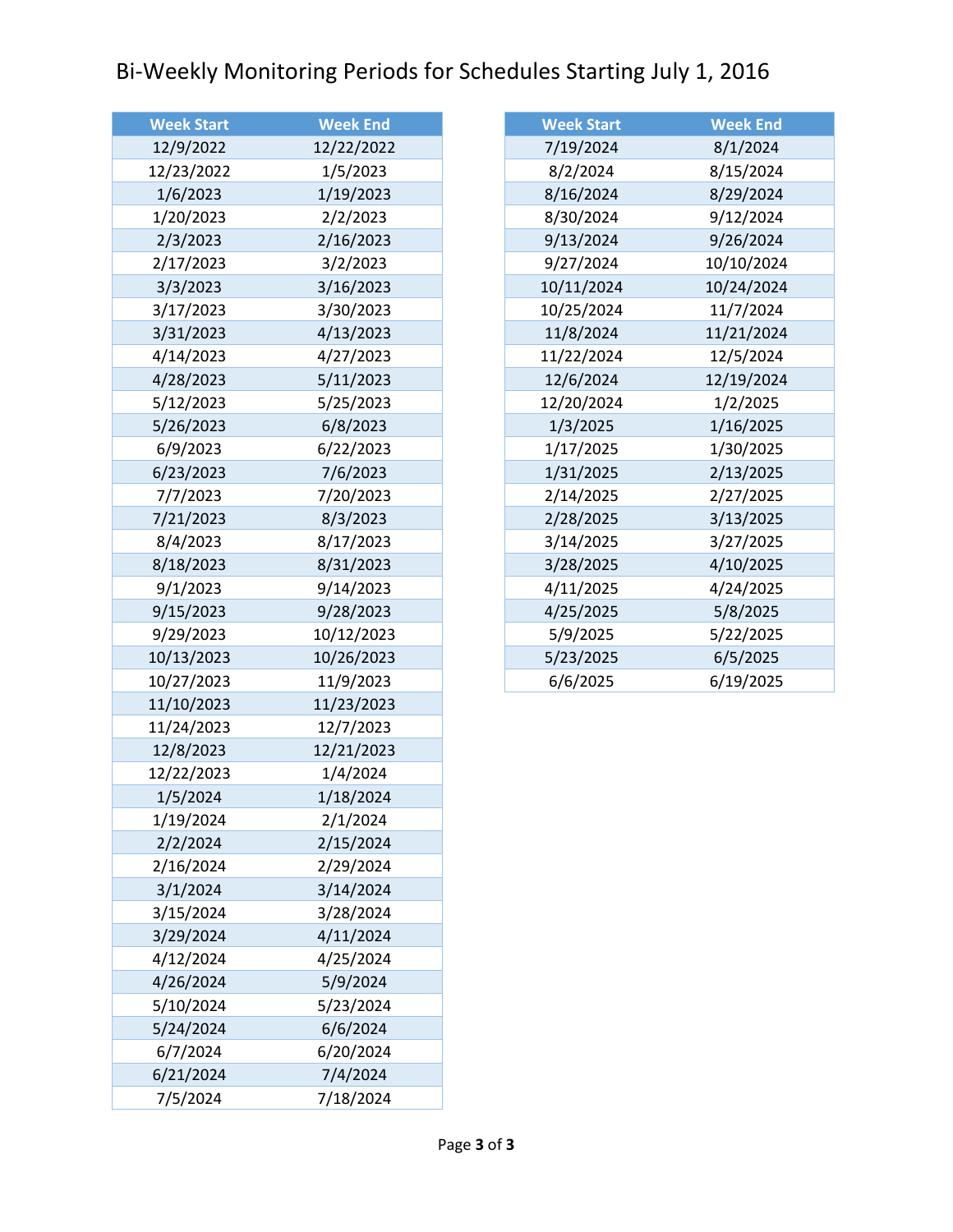# Bi-Weekly Monitoring Periods for Schedules Starting July 1, 2016

| Week Start | Week End |
|---|---|
| 12/9/2022 | 12/22/2022 |
| 12/23/2022 | 1/5/2023 |
| 1/6/2023 | 1/19/2023 |
| 1/20/2023 | 2/2/2023 |
| 2/3/2023 | 2/16/2023 |
| 2/17/2023 | 3/2/2023 |
| 3/3/2023 | 3/16/2023 |
| 3/17/2023 | 3/30/2023 |
| 3/31/2023 | 4/13/2023 |
| 4/14/2023 | 4/27/2023 |
| 4/28/2023 | 5/11/2023 |
| 5/12/2023 | 5/25/2023 |
| 5/26/2023 | 6/8/2023 |
| 6/9/2023 | 6/22/2023 |
| 6/23/2023 | 7/6/2023 |
| 7/7/2023 | 7/20/2023 |
| 7/21/2023 | 8/3/2023 |
| 8/4/2023 | 8/17/2023 |
| 8/18/2023 | 8/31/2023 |
| 9/1/2023 | 9/14/2023 |
| 9/15/2023 | 9/28/2023 |
| 9/29/2023 | 10/12/2023 |
| 10/13/2023 | 10/26/2023 |
| 10/27/2023 | 11/9/2023 |
| 11/10/2023 | 11/23/2023 |
| 11/24/2023 | 12/7/2023 |
| 12/8/2023 | 12/21/2023 |
| 12/22/2023 | 1/4/2024 |
| 1/5/2024 | 1/18/2024 |
| 1/19/2024 | 2/1/2024 |
| 2/2/2024 | 2/15/2024 |
| 2/16/2024 | 2/29/2024 |
| 3/1/2024 | 3/14/2024 |
| 3/15/2024 | 3/28/2024 |
| 3/29/2024 | 4/11/2024 |
| 4/12/2024 | 4/25/2024 |
| 4/26/2024 | 5/9/2024 |
| 5/10/2024 | 5/23/2024 |
| 5/24/2024 | 6/6/2024 |
| 6/7/2024 | 6/20/2024 |
| 6/21/2024 | 7/4/2024 |
| 7/5/2024 | 7/18/2024 |

| Week Start | Week End |
|---|---|
| 7/19/2024 | 8/1/2024 |
| 8/2/2024 | 8/15/2024 |
| 8/16/2024 | 8/29/2024 |
| 8/30/2024 | 9/12/2024 |
| 9/13/2024 | 9/26/2024 |
| 9/27/2024 | 10/10/2024 |
| 10/11/2024 | 10/24/2024 |
| 10/25/2024 | 11/7/2024 |
| 11/8/2024 | 11/21/2024 |
| 11/22/2024 | 12/5/2024 |
| 12/6/2024 | 12/19/2024 |
| 12/20/2024 | 1/2/2025 |
| 1/3/2025 | 1/16/2025 |
| 1/17/2025 | 1/30/2025 |
| 1/31/2025 | 2/13/2025 |
| 2/14/2025 | 2/27/2025 |
| 2/28/2025 | 3/13/2025 |
| 3/14/2025 | 3/27/2025 |
| 3/28/2025 | 4/10/2025 |
| 4/11/2025 | 4/24/2025 |
| 4/25/2025 | 5/8/2025 |
| 5/9/2025 | 5/22/2025 |
| 5/23/2025 | 6/5/2025 |
| 6/6/2025 | 6/19/2025 |